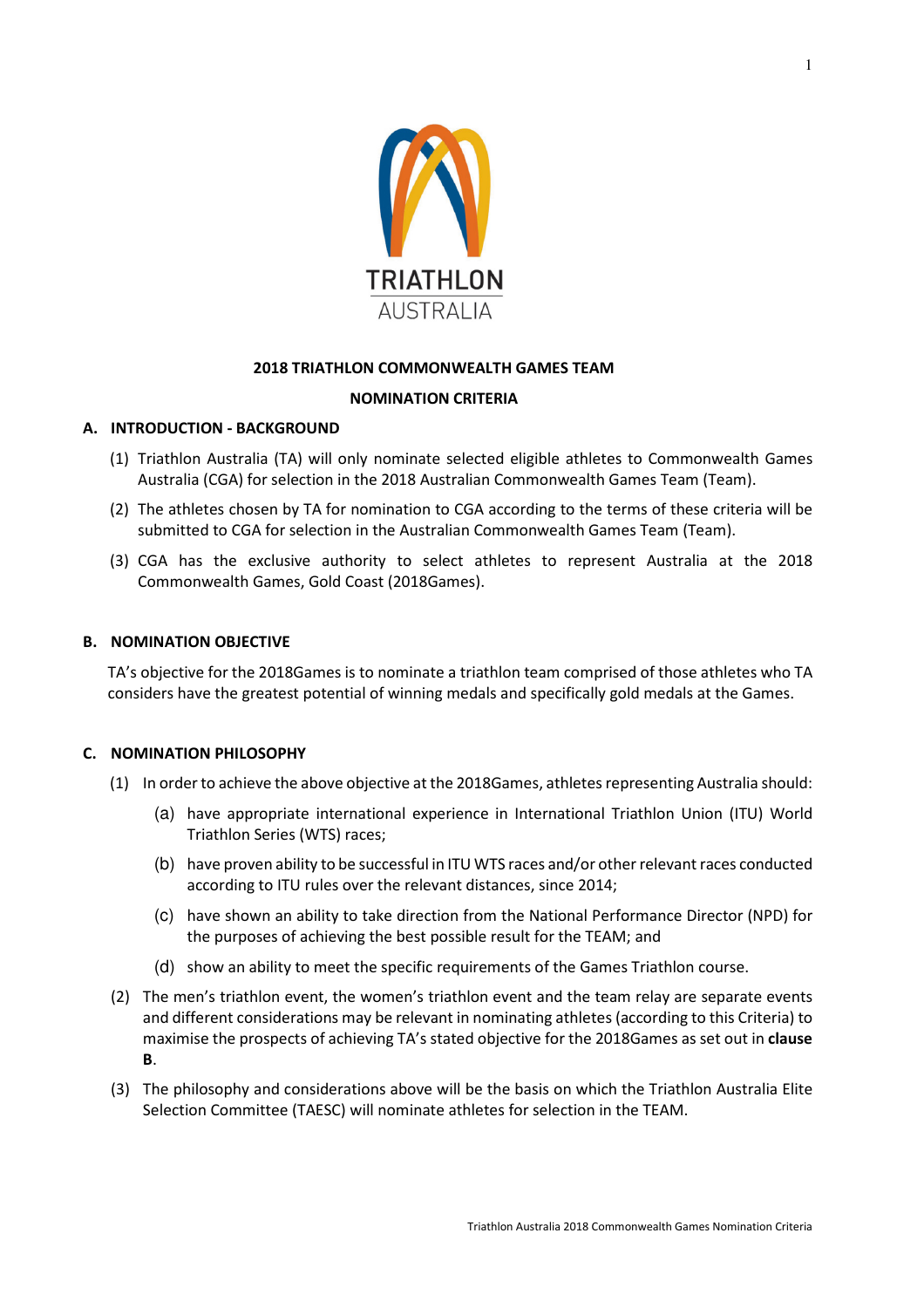TRIATHLON AUSTRALIA

# 2018 TRIATHLON COMMONWEALTH GAMES TEAM

# NOMINATION CRITERIA

## A. INTRODUCTION - BACKGROUND

(1) Triathlon Australia (TA) will only nominate selected eligible athletes to Commonwealth Games Australia (CGA) for selection in the 2018 Australian Commonwealth Games Team (Team).

(2) The athletes chosen by TA for nomination to CGA according to the terms of these criteria will be submitted to CGA for selection in the Australian Commonwealth Games Team (Team).

(3) CGA has the exclusive authority to select athletes to represent Australia at the 2018 Commonwealth Games, Gold Coast (2018Games).

## B. NOMINATION OBJECTIVE

TA's objective for the 2018Games is to nominate a triathlon team comprised of those athletes who TA considers have the greatest potential of winning medals and specifically gold medals at the Games.

## C. NOMINATION PHILOSOPHY

(1) In order to achieve the above objective at the 2018Games, athletes representing Australia should:

- (a) have appropriate international experience in International Triathlon Union (ITU) World Triathlon Series (WTS) races;
- (b) have proven ability to be successful in ITU WTS races and/or other relevant races conducted according to ITU rules over the relevant distances, since 2014;
- (c) have shown an ability to take direction from the National Performance Director (NPD) for the purposes of achieving the best possible result for the TEAM; and
- (d) show an ability to meet the specific requirements of the Games Triathlon course.

(2) The men's triathlon event, the women's triathlon event and the team relay are separate events and different considerations may be relevant in nominating athletes (according to this Criteria) to maximise the prospects of achieving TA's stated objective for the 2018Games as set out in **clause B**.

(3) The philosophy and considerations above will be the basis on which the Triathlon Australia Elite Selection Committee (TAESC) will nominate athletes for selection in the TEAM.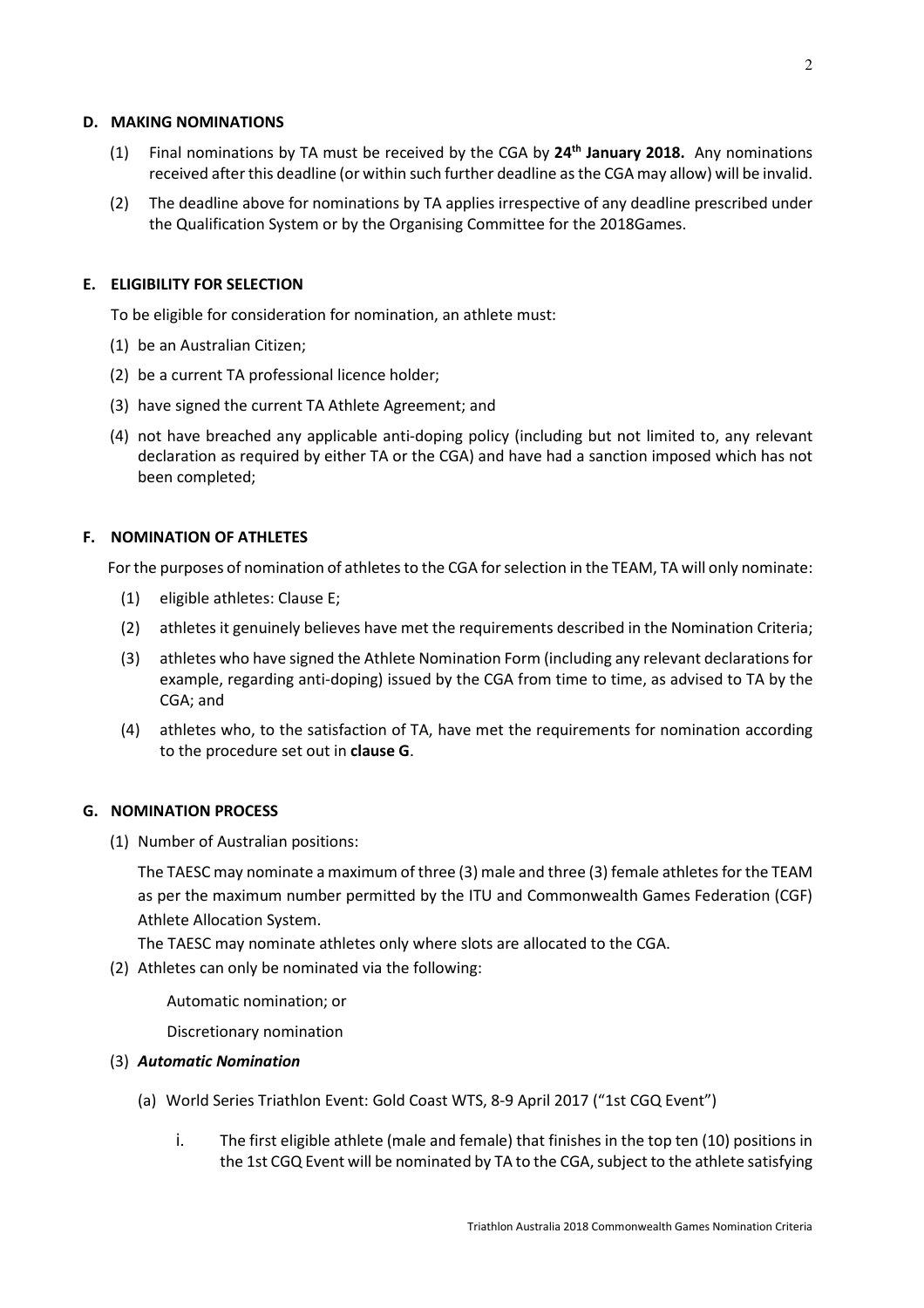### D. MAKING NOMINATIONS

(1) Final nominations by TA must be received by the CGA by **24th January 2018.** Any nominations received after this deadline (or within such further deadline as the CGA may allow) will be invalid.

(2) The deadline above for nominations by TA applies irrespective of any deadline prescribed under the Qualification System or by the Organising Committee for the 2018Games.

### E. ELIGIBILITY FOR SELECTION

To be eligible for consideration for nomination, an athlete must:

(1) be an Australian Citizen;

(2) be a current TA professional licence holder;

(3) have signed the current TA Athlete Agreement; and

(4) not have breached any applicable anti-doping policy (including but not limited to, any relevant declaration as required by either TA or the CGA) and have had a sanction imposed which has not been completed;

### F. NOMINATION OF ATHLETES

For the purposes of nomination of athletes to the CGA for selection in the TEAM, TA will only nominate:

(1) eligible athletes: Clause E;

(2) athletes it genuinely believes have met the requirements described in the Nomination Criteria;

(3) athletes who have signed the Athlete Nomination Form (including any relevant declarations for example, regarding anti-doping) issued by the CGA from time to time, as advised to TA by the CGA; and

(4) athletes who, to the satisfaction of TA, have met the requirements for nomination according to the procedure set out in **clause G**.

### G. NOMINATION PROCESS

(1) Number of Australian positions:

The TAESC may nominate a maximum of three (3) male and three (3) female athletes for the TEAM as per the maximum number permitted by the ITU and Commonwealth Games Federation (CGF) Athlete Allocation System.

The TAESC may nominate athletes only where slots are allocated to the CGA.

(2) Athletes can only be nominated via the following:

Automatic nomination; or

Discretionary nomination

(3) ***Automatic Nomination***

(a) World Series Triathlon Event: Gold Coast WTS, 8-9 April 2017 ("1st CGQ Event")

i. The first eligible athlete (male and female) that finishes in the top ten (10) positions in the 1st CGQ Event will be nominated by TA to the CGA, subject to the athlete satisfying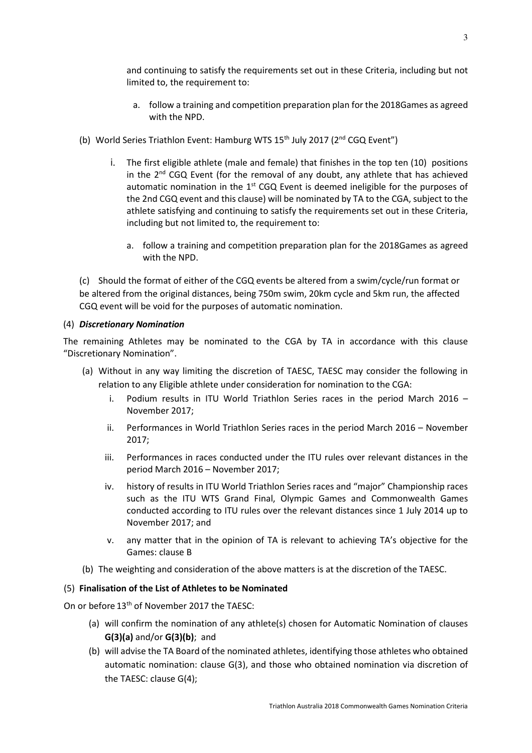and continuing to satisfy the requirements set out in these Criteria, including but not limited to, the requirement to:

a. follow a training and competition preparation plan for the 2018Games as agreed with the NPD.

(b) World Series Triathlon Event: Hamburg WTS 15th July 2017 (2nd CGQ Event")

i. The first eligible athlete (male and female) that finishes in the top ten (10) positions in the 2nd CGQ Event (for the removal of any doubt, any athlete that has achieved automatic nomination in the 1st CGQ Event is deemed ineligible for the purposes of the 2nd CGQ event and this clause) will be nominated by TA to the CGA, subject to the athlete satisfying and continuing to satisfy the requirements set out in these Criteria, including but not limited to, the requirement to:

a. follow a training and competition preparation plan for the 2018Games as agreed with the NPD.

(c) Should the format of either of the CGQ events be altered from a swim/cycle/run format or be altered from the original distances, being 750m swim, 20km cycle and 5km run, the affected CGQ event will be void for the purposes of automatic nomination.

(4) ***Discretionary Nomination***

The remaining Athletes may be nominated to the CGA by TA in accordance with this clause "Discretionary Nomination".

(a) Without in any way limiting the discretion of TAESC, TAESC may consider the following in relation to any Eligible athlete under consideration for nomination to the CGA:

i. Podium results in ITU World Triathlon Series races in the period March 2016 – November 2017;

ii. Performances in World Triathlon Series races in the period March 2016 – November 2017;

iii. Performances in races conducted under the ITU rules over relevant distances in the period March 2016 – November 2017;

iv. history of results in ITU World Triathlon Series races and "major" Championship races such as the ITU WTS Grand Final, Olympic Games and Commonwealth Games conducted according to ITU rules over the relevant distances since 1 July 2014 up to November 2017; and

v. any matter that in the opinion of TA is relevant to achieving TA's objective for the Games: clause B

(b) The weighting and consideration of the above matters is at the discretion of the TAESC.

(5) **Finalisation of the List of Athletes to be Nominated**

On or before 13th of November 2017 the TAESC:

(a) will confirm the nomination of any athlete(s) chosen for Automatic Nomination of clauses **G(3)(a)** and/or **G(3)(b)**; and

(b) will advise the TA Board of the nominated athletes, identifying those athletes who obtained automatic nomination: clause G(3), and those who obtained nomination via discretion of the TAESC: clause G(4);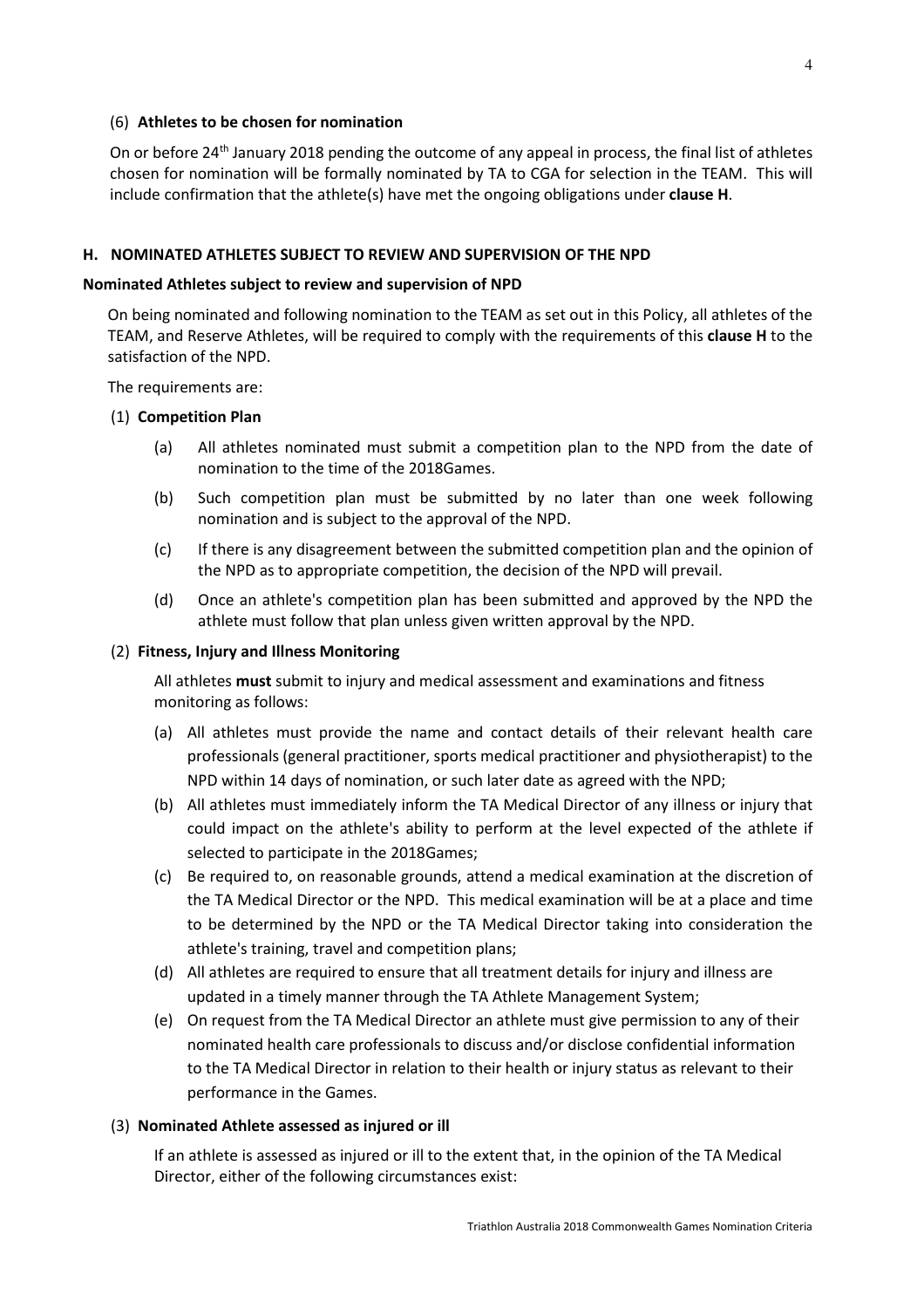(6) **Athletes to be chosen for nomination**

On or before 24th January 2018 pending the outcome of any appeal in process, the final list of athletes chosen for nomination will be formally nominated by TA to CGA for selection in the TEAM. This will include confirmation that the athlete(s) have met the ongoing obligations under **clause H**.

## H. NOMINATED ATHLETES SUBJECT TO REVIEW AND SUPERVISION OF THE NPD

**Nominated Athletes subject to review and supervision of NPD**

On being nominated and following nomination to the TEAM as set out in this Policy, all athletes of the TEAM, and Reserve Athletes, will be required to comply with the requirements of this **clause H** to the satisfaction of the NPD.

The requirements are:

(1) **Competition Plan**

(a) All athletes nominated must submit a competition plan to the NPD from the date of nomination to the time of the 2018Games.

(b) Such competition plan must be submitted by no later than one week following nomination and is subject to the approval of the NPD.

(c) If there is any disagreement between the submitted competition plan and the opinion of the NPD as to appropriate competition, the decision of the NPD will prevail.

(d) Once an athlete's competition plan has been submitted and approved by the NPD the athlete must follow that plan unless given written approval by the NPD.

(2) **Fitness, Injury and Illness Monitoring**

All athletes **must** submit to injury and medical assessment and examinations and fitness monitoring as follows:

(a) All athletes must provide the name and contact details of their relevant health care professionals (general practitioner, sports medical practitioner and physiotherapist) to the NPD within 14 days of nomination, or such later date as agreed with the NPD;

(b) All athletes must immediately inform the TA Medical Director of any illness or injury that could impact on the athlete's ability to perform at the level expected of the athlete if selected to participate in the 2018Games;

(c) Be required to, on reasonable grounds, attend a medical examination at the discretion of the TA Medical Director or the NPD. This medical examination will be at a place and time to be determined by the NPD or the TA Medical Director taking into consideration the athlete's training, travel and competition plans;

(d) All athletes are required to ensure that all treatment details for injury and illness are updated in a timely manner through the TA Athlete Management System;

(e) On request from the TA Medical Director an athlete must give permission to any of their nominated health care professionals to discuss and/or disclose confidential information to the TA Medical Director in relation to their health or injury status as relevant to their performance in the Games.

(3) **Nominated Athlete assessed as injured or ill**

If an athlete is assessed as injured or ill to the extent that, in the opinion of the TA Medical Director, either of the following circumstances exist: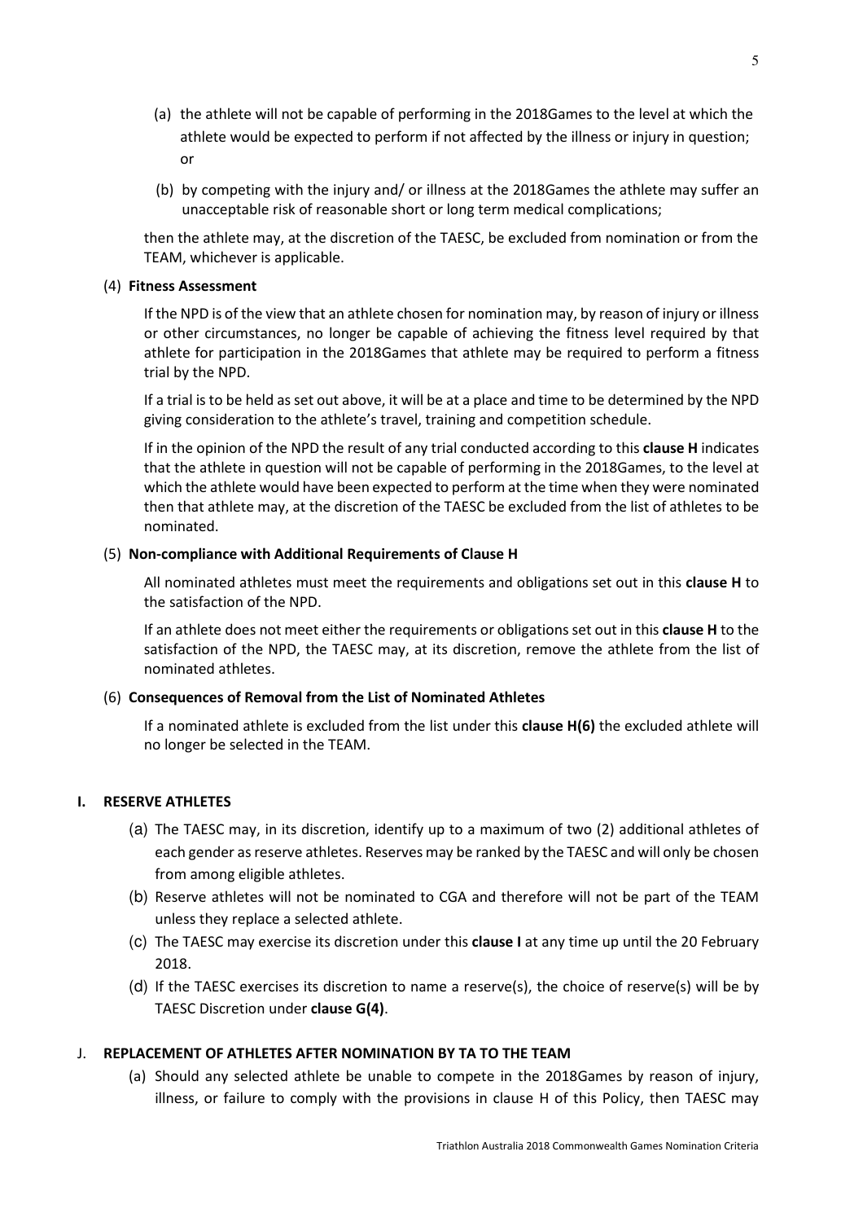(a) the athlete will not be capable of performing in the 2018Games to the level at which the athlete would be expected to perform if not affected by the illness or injury in question; or

(b) by competing with the injury and/ or illness at the 2018Games the athlete may suffer an unacceptable risk of reasonable short or long term medical complications;

then the athlete may, at the discretion of the TAESC, be excluded from nomination or from the TEAM, whichever is applicable.

(4) **Fitness Assessment**

If the NPD is of the view that an athlete chosen for nomination may, by reason of injury or illness or other circumstances, no longer be capable of achieving the fitness level required by that athlete for participation in the 2018Games that athlete may be required to perform a fitness trial by the NPD.

If a trial is to be held as set out above, it will be at a place and time to be determined by the NPD giving consideration to the athlete's travel, training and competition schedule.

If in the opinion of the NPD the result of any trial conducted according to this **clause H** indicates that the athlete in question will not be capable of performing in the 2018Games, to the level at which the athlete would have been expected to perform at the time when they were nominated then that athlete may, at the discretion of the TAESC be excluded from the list of athletes to be nominated.

(5) **Non-compliance with Additional Requirements of Clause H**

All nominated athletes must meet the requirements and obligations set out in this **clause H** to the satisfaction of the NPD.

If an athlete does not meet either the requirements or obligations set out in this **clause H** to the satisfaction of the NPD, the TAESC may, at its discretion, remove the athlete from the list of nominated athletes.

(6) **Consequences of Removal from the List of Nominated Athletes**

If a nominated athlete is excluded from the list under this **clause H(6)** the excluded athlete will no longer be selected in the TEAM.

## I. RESERVE ATHLETES

(a) The TAESC may, in its discretion, identify up to a maximum of two (2) additional athletes of each gender as reserve athletes. Reserves may be ranked by the TAESC and will only be chosen from among eligible athletes.

(b) Reserve athletes will not be nominated to CGA and therefore will not be part of the TEAM unless they replace a selected athlete.

(c) The TAESC may exercise its discretion under this **clause I** at any time up until the 20 February 2018.

(d) If the TAESC exercises its discretion to name a reserve(s), the choice of reserve(s) will be by TAESC Discretion under **clause G(4)**.

## J. REPLACEMENT OF ATHLETES AFTER NOMINATION BY TA TO THE TEAM

(a) Should any selected athlete be unable to compete in the 2018Games by reason of injury, illness, or failure to comply with the provisions in clause H of this Policy, then TAESC may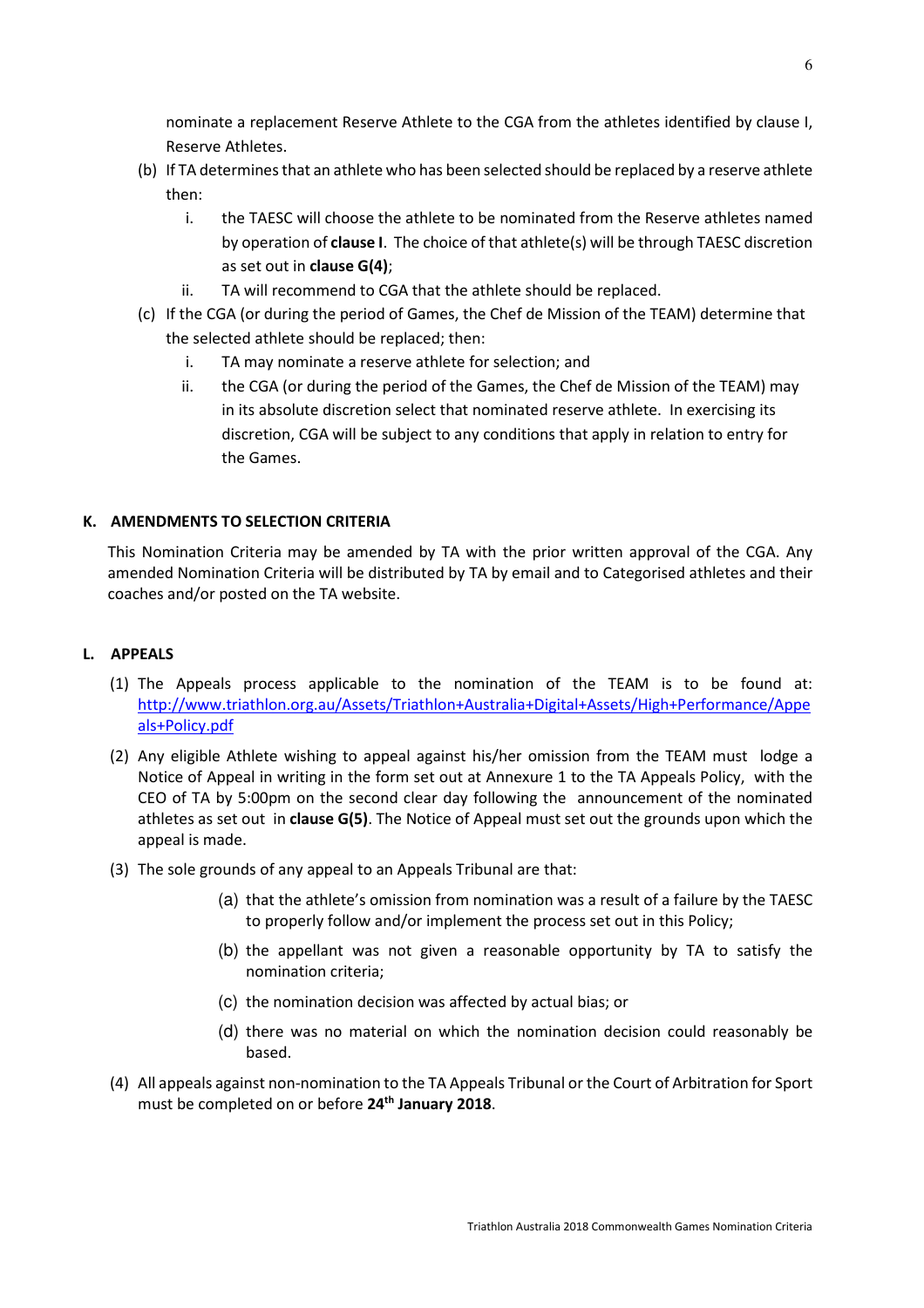nominate a replacement Reserve Athlete to the CGA from the athletes identified by clause I, Reserve Athletes.

(b) If TA determines that an athlete who has been selected should be replaced by a reserve athlete then:

   i. the TAESC will choose the athlete to be nominated from the Reserve athletes named by operation of **clause I**. The choice of that athlete(s) will be through TAESC discretion as set out in **clause G(4)**;

   ii. TA will recommend to CGA that the athlete should be replaced.

(c) If the CGA (or during the period of Games, the Chef de Mission of the TEAM) determine that the selected athlete should be replaced; then:

   i. TA may nominate a reserve athlete for selection; and

   ii. the CGA (or during the period of the Games, the Chef de Mission of the TEAM) may in its absolute discretion select that nominated reserve athlete. In exercising its discretion, CGA will be subject to any conditions that apply in relation to entry for the Games.

## K. AMENDMENTS TO SELECTION CRITERIA

This Nomination Criteria may be amended by TA with the prior written approval of the CGA. Any amended Nomination Criteria will be distributed by TA by email and to Categorised athletes and their coaches and/or posted on the TA website.

## L. APPEALS

(1) The Appeals process applicable to the nomination of the TEAM is to be found at: [http://www.triathlon.org.au/Assets/Triathlon+Australia+Digital+Assets/High+Performance/Appeals+Policy.pdf](http://www.triathlon.org.au/Assets/Triathlon+Australia+Digital+Assets/High+Performance/Appeals+Policy.pdf)

(2) Any eligible Athlete wishing to appeal against his/her omission from the TEAM must lodge a Notice of Appeal in writing in the form set out at Annexure 1 to the TA Appeals Policy, with the CEO of TA by 5:00pm on the second clear day following the announcement of the nominated athletes as set out in **clause G(5)**. The Notice of Appeal must set out the grounds upon which the appeal is made.

(3) The sole grounds of any appeal to an Appeals Tribunal are that:

   (a) that the athlete's omission from nomination was a result of a failure by the TAESC to properly follow and/or implement the process set out in this Policy;

   (b) the appellant was not given a reasonable opportunity by TA to satisfy the nomination criteria;

   (c) the nomination decision was affected by actual bias; or

   (d) there was no material on which the nomination decision could reasonably be based.

(4) All appeals against non-nomination to the TA Appeals Tribunal or the Court of Arbitration for Sport must be completed on or before **24th January 2018**.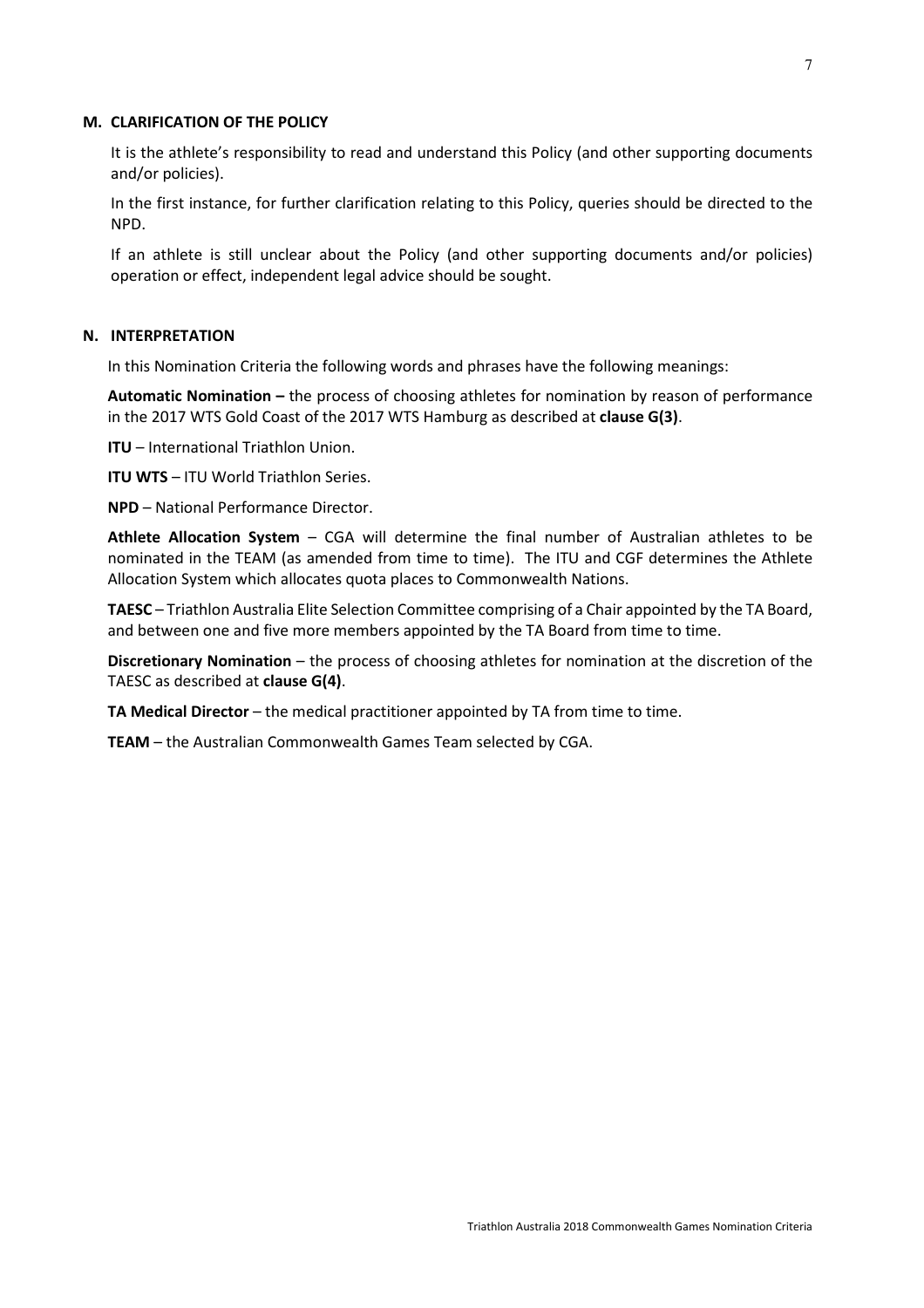## M. CLARIFICATION OF THE POLICY

It is the athlete's responsibility to read and understand this Policy (and other supporting documents and/or policies).

In the first instance, for further clarification relating to this Policy, queries should be directed to the NPD.

If an athlete is still unclear about the Policy (and other supporting documents and/or policies) operation or effect, independent legal advice should be sought.

## N. INTERPRETATION

In this Nomination Criteria the following words and phrases have the following meanings:

**Automatic Nomination –** the process of choosing athletes for nomination by reason of performance in the 2017 WTS Gold Coast of the 2017 WTS Hamburg as described at **clause G(3)**.

**ITU** – International Triathlon Union.

**ITU WTS** – ITU World Triathlon Series.

**NPD** – National Performance Director.

**Athlete Allocation System** – CGA will determine the final number of Australian athletes to be nominated in the TEAM (as amended from time to time). The ITU and CGF determines the Athlete Allocation System which allocates quota places to Commonwealth Nations.

**TAESC** – Triathlon Australia Elite Selection Committee comprising of a Chair appointed by the TA Board, and between one and five more members appointed by the TA Board from time to time.

**Discretionary Nomination** – the process of choosing athletes for nomination at the discretion of the TAESC as described at **clause G(4)**.

**TA Medical Director** – the medical practitioner appointed by TA from time to time.

**TEAM** – the Australian Commonwealth Games Team selected by CGA.